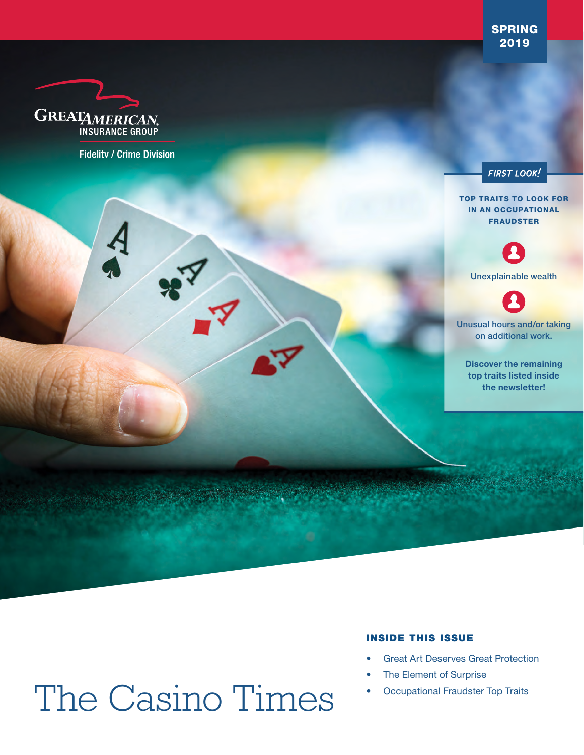SPRING 2019

GREAT AMERICAN INSURANCE GROUP

Fidelity / Crime Division

*FIRST LOOK!*

**TOP TRAITS TO LOOK FOR IN AN OCCUPATIONAL FRAUDSTER**

Unexplainable wealth

Unusual hours and/or taking on additional work.

**Discover the remaining top traits listed inside the newsletter!**

# The Casino Times

## INSIDE THIS ISSUE

- Great Art Deserves Great Protection
- The Element of Surprise
- Occupational Fraudster Top Traits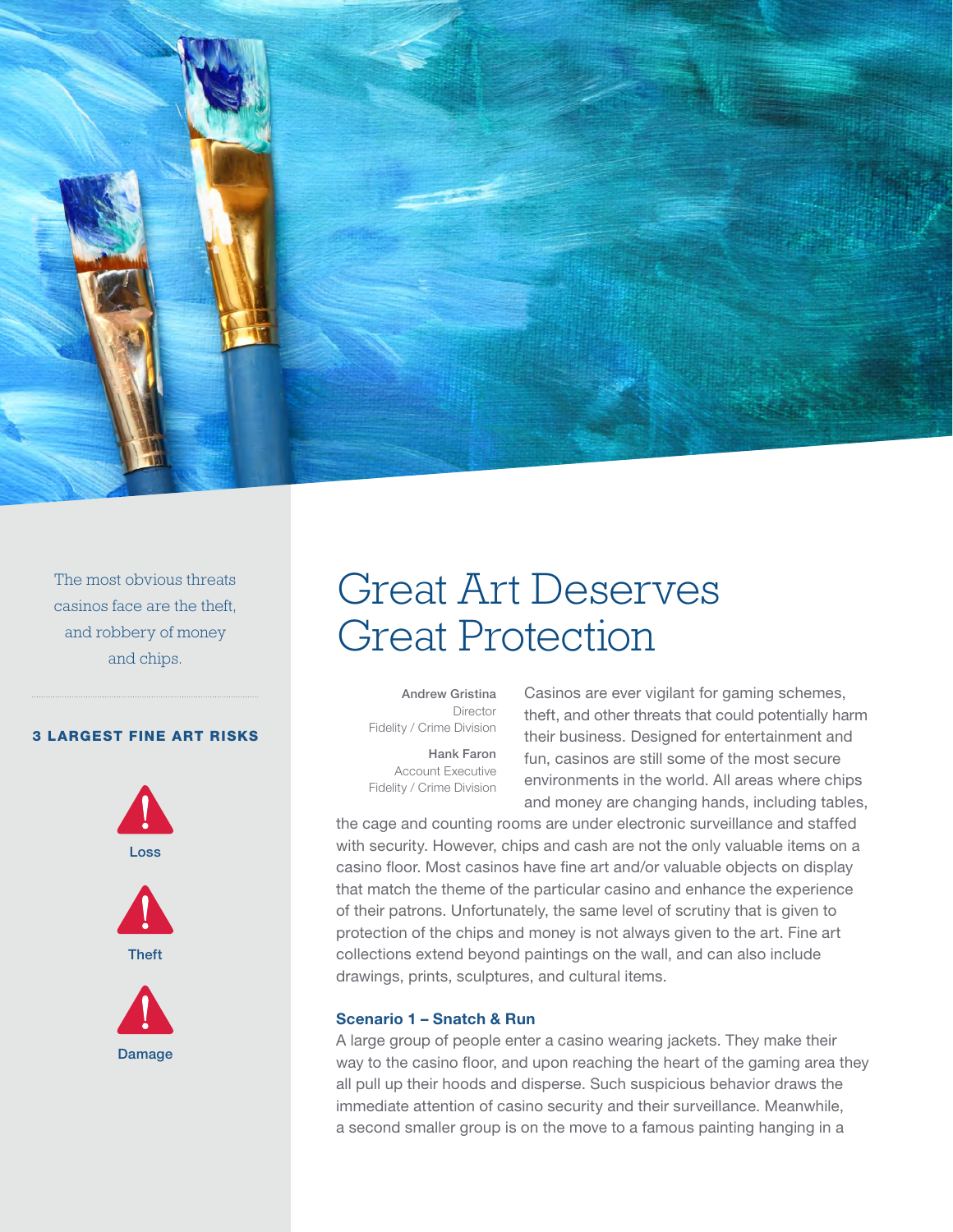# Great Art Deserves Great Protection

**Andrew Gristina**
Director
Fidelity / Crime Division

**Hank Faron**
Account Executive
Fidelity / Crime Division

The most obvious threats casinos face are the theft, and robbery of money and chips.

**3 LARGEST FINE ART RISKS**

- Loss
- Theft
- Damage

Casinos are ever vigilant for gaming schemes, theft, and other threats that could potentially harm their business. Designed for entertainment and fun, casinos are still some of the most secure environments in the world. All areas where chips and money are changing hands, including tables, the cage and counting rooms are under electronic surveillance and staffed with security. However, chips and cash are not the only valuable items on a casino floor. Most casinos have fine art and/or valuable objects on display that match the theme of the particular casino and enhance the experience of their patrons. Unfortunately, the same level of scrutiny that is given to protection of the chips and money is not always given to the art. Fine art collections extend beyond paintings on the wall, and can also include drawings, prints, sculptures, and cultural items.

### Scenario 1 – Snatch & Run

A large group of people enter a casino wearing jackets. They make their way to the casino floor, and upon reaching the heart of the gaming area they all pull up their hoods and disperse. Such suspicious behavior draws the immediate attention of casino security and their surveillance. Meanwhile, a second smaller group is on the move to a famous painting hanging in a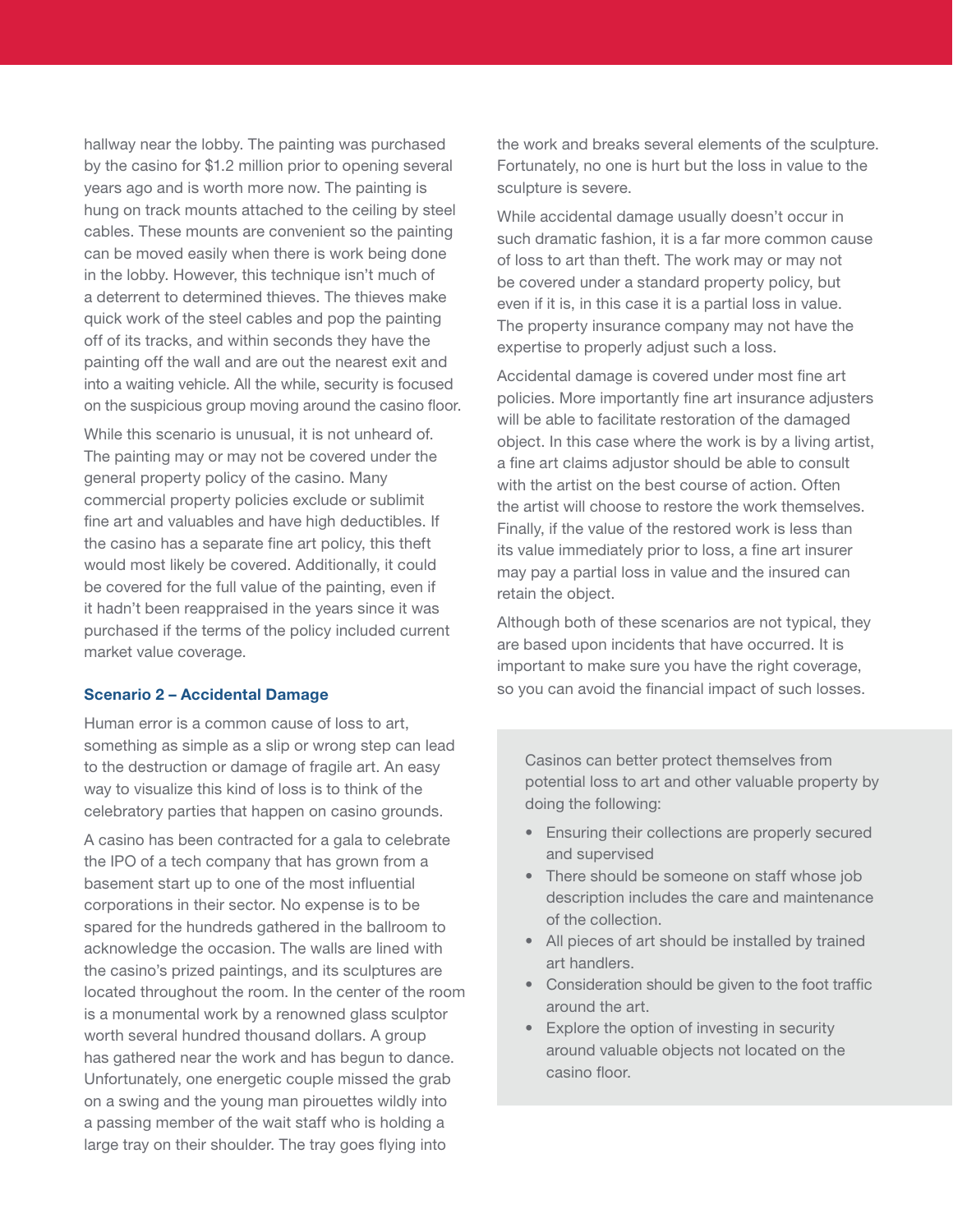hallway near the lobby. The painting was purchased by the casino for $1.2 million prior to opening several years ago and is worth more now. The painting is hung on track mounts attached to the ceiling by steel cables. These mounts are convenient so the painting can be moved easily when there is work being done in the lobby. However, this technique isn't much of a deterrent to determined thieves. The thieves make quick work of the steel cables and pop the painting off of its tracks, and within seconds they have the painting off the wall and are out the nearest exit and into a waiting vehicle. All the while, security is focused on the suspicious group moving around the casino floor.

While this scenario is unusual, it is not unheard of. The painting may or may not be covered under the general property policy of the casino. Many commercial property policies exclude or sublimit fine art and valuables and have high deductibles. If the casino has a separate fine art policy, this theft would most likely be covered. Additionally, it could be covered for the full value of the painting, even if it hadn't been reappraised in the years since it was purchased if the terms of the policy included current market value coverage.

### Scenario 2 – Accidental Damage

Human error is a common cause of loss to art, something as simple as a slip or wrong step can lead to the destruction or damage of fragile art. An easy way to visualize this kind of loss is to think of the celebratory parties that happen on casino grounds.

A casino has been contracted for a gala to celebrate the IPO of a tech company that has grown from a basement start up to one of the most influential corporations in their sector. No expense is to be spared for the hundreds gathered in the ballroom to acknowledge the occasion. The walls are lined with the casino's prized paintings, and its sculptures are located throughout the room. In the center of the room is a monumental work by a renowned glass sculptor worth several hundred thousand dollars. A group has gathered near the work and has begun to dance. Unfortunately, one energetic couple missed the grab on a swing and the young man pirouettes wildly into a passing member of the wait staff who is holding a large tray on their shoulder. The tray goes flying into the work and breaks several elements of the sculpture. Fortunately, no one is hurt but the loss in value to the sculpture is severe.

While accidental damage usually doesn't occur in such dramatic fashion, it is a far more common cause of loss to art than theft. The work may or may not be covered under a standard property policy, but even if it is, in this case it is a partial loss in value. The property insurance company may not have the expertise to properly adjust such a loss.

Accidental damage is covered under most fine art policies. More importantly fine art insurance adjusters will be able to facilitate restoration of the damaged object. In this case where the work is by a living artist, a fine art claims adjustor should be able to consult with the artist on the best course of action. Often the artist will choose to restore the work themselves. Finally, if the value of the restored work is less than its value immediately prior to loss, a fine art insurer may pay a partial loss in value and the insured can retain the object.

Although both of these scenarios are not typical, they are based upon incidents that have occurred. It is important to make sure you have the right coverage, so you can avoid the financial impact of such losses.

Casinos can better protect themselves from potential loss to art and other valuable property by doing the following:

- Ensuring their collections are properly secured and supervised
- There should be someone on staff whose job description includes the care and maintenance of the collection.
- All pieces of art should be installed by trained art handlers.
- Consideration should be given to the foot traffic around the art.
- Explore the option of investing in security around valuable objects not located on the casino floor.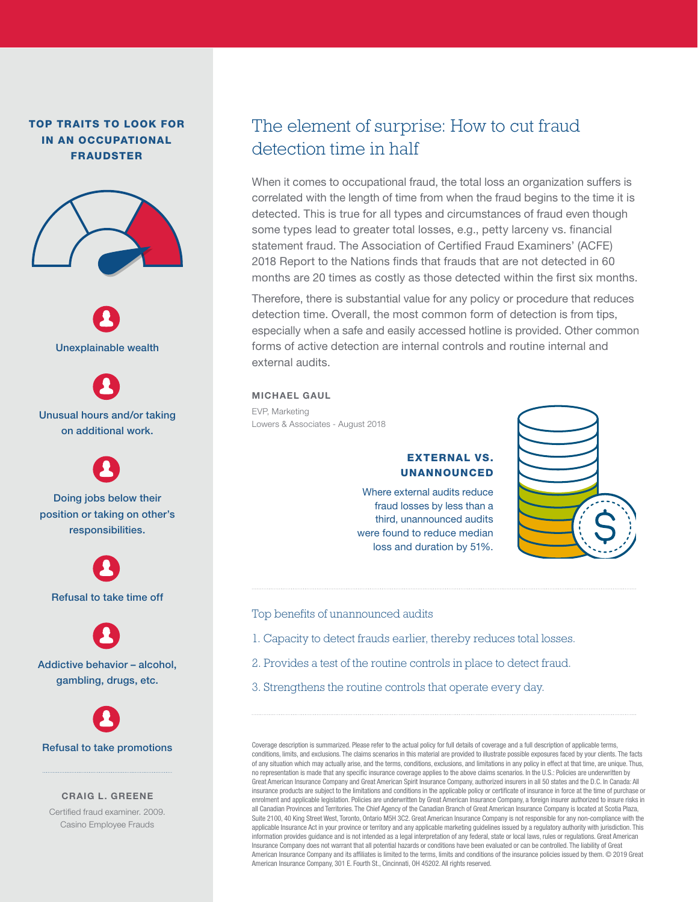## TOP TRAITS TO LOOK FOR IN AN OCCUPATIONAL FRAUDSTER

Unexplainable wealth

Unusual hours and/or taking on additional work.

Doing jobs below their position or taking on other's responsibilities.

Refusal to take time off

Addictive behavior – alcohol, gambling, drugs, etc.

Refusal to take promotions

**CRAIG L. GREENE**

Certified fraud examiner. 2009. Casino Employee Frauds

# The element of surprise: How to cut fraud detection time in half

When it comes to occupational fraud, the total loss an organization suffers is correlated with the length of time from when the fraud begins to the time it is detected. This is true for all types and circumstances of fraud even though some types lead to greater total losses, e.g., petty larceny vs. financial statement fraud. The Association of Certified Fraud Examiners' (ACFE) 2018 Report to the Nations finds that frauds that are not detected in 60 months are 20 times as costly as those detected within the first six months.

Therefore, there is substantial value for any policy or procedure that reduces detection time. Overall, the most common form of detection is from tips, especially when a safe and easily accessed hotline is provided. Other common forms of active detection are internal controls and routine internal and external audits.

**MICHAEL GAUL**

EVP, Marketing
Lowers & Associates - August 2018

### EXTERNAL VS. UNANNOUNCED

Where external audits reduce fraud losses by less than a third, unannounced audits were found to reduce median loss and duration by 51%.

## Top benefits of unannounced audits

1. Capacity to detect frauds earlier, thereby reduces total losses.
2. Provides a test of the routine controls in place to detect fraud.
3. Strengthens the routine controls that operate every day.

Coverage description is summarized. Please refer to the actual policy for full details of coverage and a full description of applicable terms, conditions, limits, and exclusions. The claims scenarios in this material are provided to illustrate possible exposures faced by your clients. The facts of any situation which may actually arise, and the terms, conditions, exclusions, and limitations in any policy in effect at that time, are unique. Thus, no representation is made that any specific insurance coverage applies to the above claims scenarios. In the U.S.: Policies are underwritten by Great American Insurance Company and Great American Spirit Insurance Company, authorized insurers in all 50 states and the D.C. In Canada: All insurance products are subject to the limitations and conditions in the applicable policy or certificate of insurance in force at the time of purchase or enrolment and applicable legislation. Policies are underwritten by Great American Insurance Company, a foreign insurer authorized to insure risks in all Canadian Provinces and Territories. The Chief Agency of the Canadian Branch of Great American Insurance Company is located at Scotia Plaza, Suite 2100, 40 King Street West, Toronto, Ontario M5H 3C2. Great American Insurance Company is not responsible for any non-compliance with the applicable Insurance Act in your province or territory and any applicable marketing guidelines issued by a regulatory authority with jurisdiction. This information provides guidance and is not intended as a legal interpretation of any federal, state or local laws, rules or regulations. Great American Insurance Company does not warrant that all potential hazards or conditions have been evaluated or can be controlled. The liability of Great American Insurance Company and its affiliates is limited to the terms, limits and conditions of the insurance policies issued by them. © 2019 Great American Insurance Company, 301 E. Fourth St., Cincinnati, OH 45202. All rights reserved.